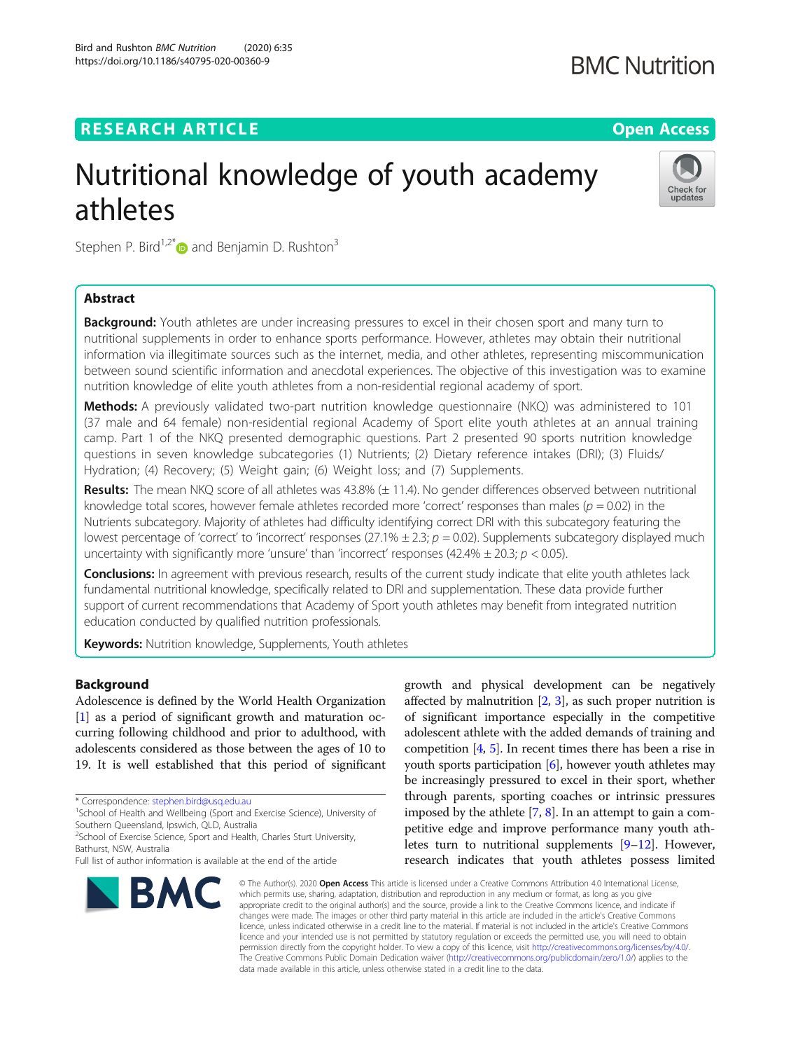# RESEARCH ARTICLE

Open Access

# Nutritional knowledge of youth academy athletes

Stephen P. Bird[1,2*] and Benjamin D. Rushton[3]

## Abstract

**Background:** Youth athletes are under increasing pressures to excel in their chosen sport and many turn to nutritional supplements in order to enhance sports performance. However, athletes may obtain their nutritional information via illegitimate sources such as the internet, media, and other athletes, representing miscommunication between sound scientific information and anecdotal experiences. The objective of this investigation was to examine nutrition knowledge of elite youth athletes from a non-residential regional academy of sport.

**Methods:** A previously validated two-part nutrition knowledge questionnaire (NKQ) was administered to 101 (37 male and 64 female) non-residential regional Academy of Sport elite youth athletes at an annual training camp. Part 1 of the NKQ presented demographic questions. Part 2 presented 90 sports nutrition knowledge questions in seven knowledge subcategories (1) Nutrients; (2) Dietary reference intakes (DRI); (3) Fluids/Hydration; (4) Recovery; (5) Weight gain; (6) Weight loss; and (7) Supplements.

**Results:** The mean NKQ score of all athletes was 43.8% (± 11.4). No gender differences observed between nutritional knowledge total scores, however female athletes recorded more 'correct' responses than males ($p = 0.02$) in the Nutrients subcategory. Majority of athletes had difficulty identifying correct DRI with this subcategory featuring the lowest percentage of 'correct' to 'incorrect' responses (27.1% ± 2.3; $p = 0.02$). Supplements subcategory displayed much uncertainty with significantly more 'unsure' than 'incorrect' responses (42.4% ± 20.3; $p < 0.05$).

**Conclusions:** In agreement with previous research, results of the current study indicate that elite youth athletes lack fundamental nutritional knowledge, specifically related to DRI and supplementation. These data provide further support of current recommendations that Academy of Sport youth athletes may benefit from integrated nutrition education conducted by qualified nutrition professionals.

**Keywords:** Nutrition knowledge, Supplements, Youth athletes

## Background

Adolescence is defined by the World Health Organization [1] as a period of significant growth and maturation occurring following childhood and prior to adulthood, with adolescents considered as those between the ages of 10 to 19. It is well established that this period of significant growth and physical development can be negatively affected by malnutrition [2, 3], as such proper nutrition is of significant importance especially in the competitive adolescent athlete with the added demands of training and competition [4, 5]. In recent times there has been a rise in youth sports participation [6], however youth athletes may be increasingly pressured to excel in their sport, whether through parents, sporting coaches or intrinsic pressures imposed by the athlete [7, 8]. In an attempt to gain a competitive edge and improve performance many youth athletes turn to nutritional supplements [9–12]. However, research indicates that youth athletes possess limited

---

\* Correspondence: stephen.bird@usq.edu.au
[1]School of Health and Wellbeing (Sport and Exercise Science), University of Southern Queensland, Ipswich, QLD, Australia
[2]School of Exercise Science, Sport and Health, Charles Sturt University, Bathurst, NSW, Australia
Full list of author information is available at the end of the article

© The Author(s). 2020 **Open Access** This article is licensed under a Creative Commons Attribution 4.0 International License, which permits use, sharing, adaptation, distribution and reproduction in any medium or format, as long as you give appropriate credit to the original author(s) and the source, provide a link to the Creative Commons licence, and indicate if changes were made. The images or other third party material in this article are included in the article's Creative Commons licence, unless indicated otherwise in a credit line to the material. If material is not included in the article's Creative Commons licence and your intended use is not permitted by statutory regulation or exceeds the permitted use, you will need to obtain permission directly from the copyright holder. To view a copy of this licence, visit http://creativecommons.org/licenses/by/4.0/. The Creative Commons Public Domain Dedication waiver (http://creativecommons.org/publicdomain/zero/1.0/) applies to the data made available in this article, unless otherwise stated in a credit line to the data.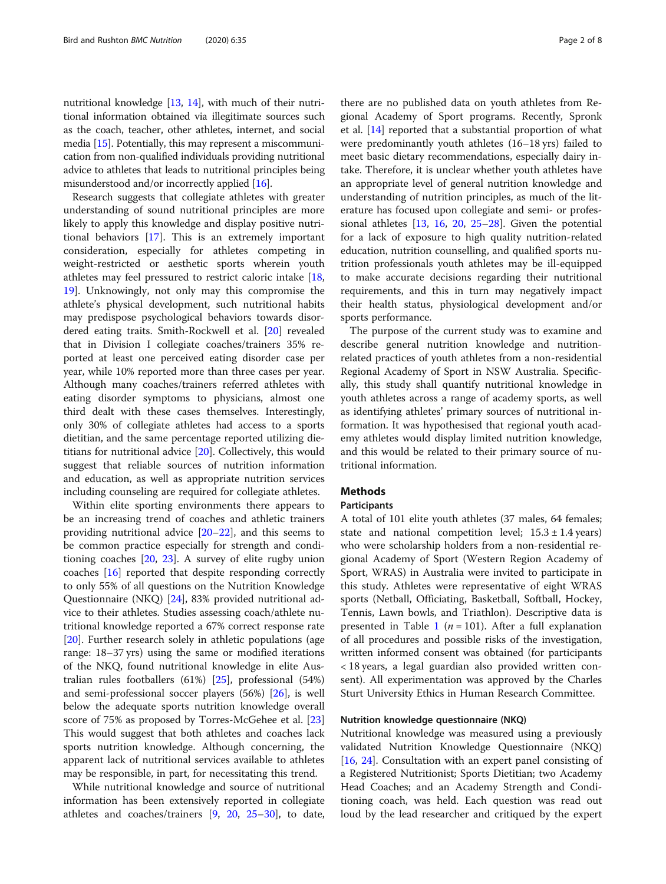nutritional knowledge [13, 14], with much of their nutritional information obtained via illegitimate sources such as the coach, teacher, other athletes, internet, and social media [15]. Potentially, this may represent a miscommunication from non-qualified individuals providing nutritional advice to athletes that leads to nutritional principles being misunderstood and/or incorrectly applied [16].

Research suggests that collegiate athletes with greater understanding of sound nutritional principles are more likely to apply this knowledge and display positive nutritional behaviors [17]. This is an extremely important consideration, especially for athletes competing in weight-restricted or aesthetic sports wherein youth athletes may feel pressured to restrict caloric intake [18, 19]. Unknowingly, not only may this compromise the athlete's physical development, such nutritional habits may predispose psychological behaviors towards disordered eating traits. Smith-Rockwell et al. [20] revealed that in Division I collegiate coaches/trainers 35% reported at least one perceived eating disorder case per year, while 10% reported more than three cases per year. Although many coaches/trainers referred athletes with eating disorder symptoms to physicians, almost one third dealt with these cases themselves. Interestingly, only 30% of collegiate athletes had access to a sports dietitian, and the same percentage reported utilizing dietitians for nutritional advice [20]. Collectively, this would suggest that reliable sources of nutrition information and education, as well as appropriate nutrition services including counseling are required for collegiate athletes.

Within elite sporting environments there appears to be an increasing trend of coaches and athletic trainers providing nutritional advice [20–22], and this seems to be common practice especially for strength and conditioning coaches [20, 23]. A survey of elite rugby union coaches [16] reported that despite responding correctly to only 55% of all questions on the Nutrition Knowledge Questionnaire (NKQ) [24], 83% provided nutritional advice to their athletes. Studies assessing coach/athlete nutritional knowledge reported a 67% correct response rate [20]. Further research solely in athletic populations (age range: 18–37 yrs) using the same or modified iterations of the NKQ, found nutritional knowledge in elite Australian rules footballers (61%) [25], professional (54%) and semi-professional soccer players (56%) [26], is well below the adequate sports nutrition knowledge overall score of 75% as proposed by Torres-McGehee et al. [23] This would suggest that both athletes and coaches lack sports nutrition knowledge. Although concerning, the apparent lack of nutritional services available to athletes may be responsible, in part, for necessitating this trend.

While nutritional knowledge and source of nutritional information has been extensively reported in collegiate athletes and coaches/trainers [9, 20, 25–30], to date, there are no published data on youth athletes from Regional Academy of Sport programs. Recently, Spronk et al. [14] reported that a substantial proportion of what were predominantly youth athletes (16–18 yrs) failed to meet basic dietary recommendations, especially dairy intake. Therefore, it is unclear whether youth athletes have an appropriate level of general nutrition knowledge and understanding of nutrition principles, as much of the literature has focused upon collegiate and semi- or professional athletes [13, 16, 20, 25–28]. Given the potential for a lack of exposure to high quality nutrition-related education, nutrition counselling, and qualified sports nutrition professionals youth athletes may be ill-equipped to make accurate decisions regarding their nutritional requirements, and this in turn may negatively impact their health status, physiological development and/or sports performance.

The purpose of the current study was to examine and describe general nutrition knowledge and nutrition-related practices of youth athletes from a non-residential Regional Academy of Sport in NSW Australia. Specifically, this study shall quantify nutritional knowledge in youth athletes across a range of academy sports, as well as identifying athletes' primary sources of nutritional information. It was hypothesised that regional youth academy athletes would display limited nutrition knowledge, and this would be related to their primary source of nutritional information.

## Methods

### Participants

A total of 101 elite youth athletes (37 males, 64 females; state and national competition level; $15.3 \pm 1.4$ years) who were scholarship holders from a non-residential regional Academy of Sport (Western Region Academy of Sport, WRAS) in Australia were invited to participate in this study. Athletes were representative of eight WRAS sports (Netball, Officiating, Basketball, Softball, Hockey, Tennis, Lawn bowls, and Triathlon). Descriptive data is presented in Table 1 ($n = 101$). After a full explanation of all procedures and possible risks of the investigation, written informed consent was obtained (for participants < 18 years, a legal guardian also provided written consent). All experimentation was approved by the Charles Sturt University Ethics in Human Research Committee.

### Nutrition knowledge questionnaire (NKQ)

Nutritional knowledge was measured using a previously validated Nutrition Knowledge Questionnaire (NKQ) [16, 24]. Consultation with an expert panel consisting of a Registered Nutritionist; Sports Dietitian; two Academy Head Coaches; and an Academy Strength and Conditioning coach, was held. Each question was read out loud by the lead researcher and critiqued by the expert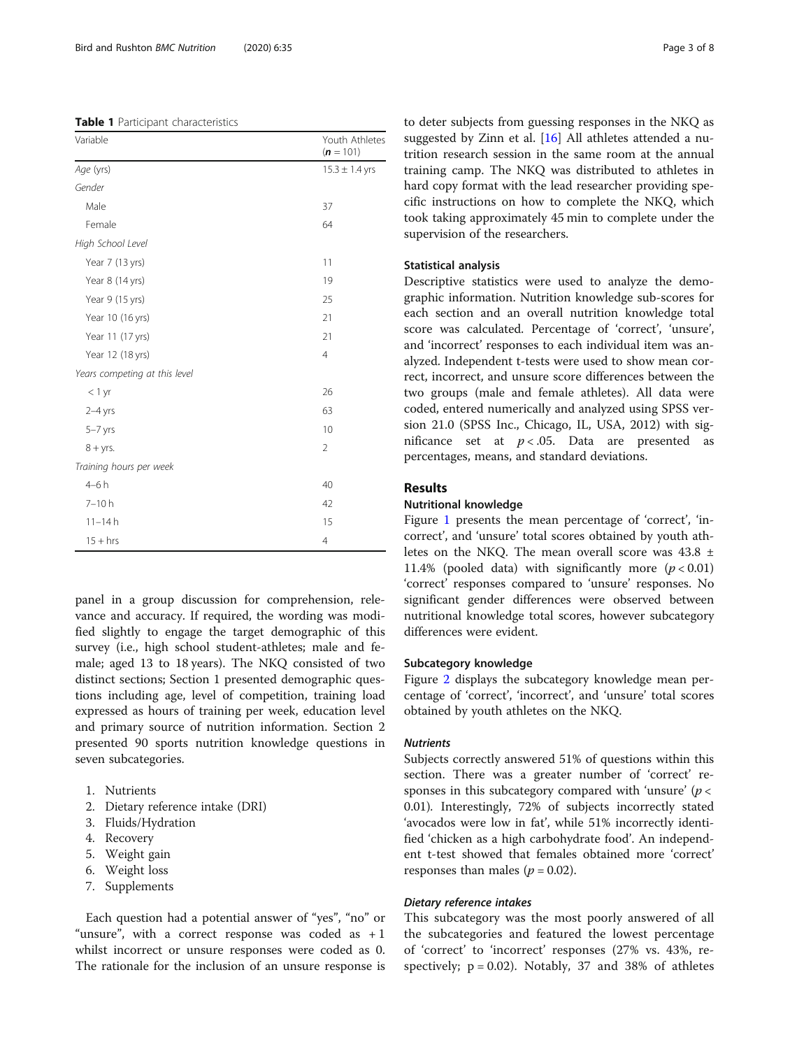**Table 1** Participant characteristics

| Variable | Youth Athletes (***n*** = 101) |
|---|---|
| *Age* (yrs) | 15.3 ± 1.4 yrs |
| *Gender* | |
| Male | 37 |
| Female | 64 |
| *High School Level* | |
| Year 7 (13 yrs) | 11 |
| Year 8 (14 yrs) | 19 |
| Year 9 (15 yrs) | 25 |
| Year 10 (16 yrs) | 21 |
| Year 11 (17 yrs) | 21 |
| Year 12 (18 yrs) | 4 |
| *Years competing at this level* | |
| < 1 yr | 26 |
| 2–4 yrs | 63 |
| 5–7 yrs | 10 |
| 8 + yrs. | 2 |
| *Training hours per week* | |
| 4–6 h | 40 |
| 7–10 h | 42 |
| 11–14 h | 15 |
| 15 + hrs | 4 |

panel in a group discussion for comprehension, relevance and accuracy. If required, the wording was modified slightly to engage the target demographic of this survey (i.e., high school student-athletes; male and female; aged 13 to 18 years). The NKQ consisted of two distinct sections; Section 1 presented demographic questions including age, level of competition, training load expressed as hours of training per week, education level and primary source of nutrition information. Section 2 presented 90 sports nutrition knowledge questions in seven subcategories.

1. Nutrients
2. Dietary reference intake (DRI)
3. Fluids/Hydration
4. Recovery
5. Weight gain
6. Weight loss
7. Supplements

Each question had a potential answer of "yes", "no" or "unsure", with a correct response was coded as + 1 whilst incorrect or unsure responses were coded as 0. The rationale for the inclusion of an unsure response is to deter subjects from guessing responses in the NKQ as suggested by Zinn et al. [16] All athletes attended a nutrition research session in the same room at the annual training camp. The NKQ was distributed to athletes in hard copy format with the lead researcher providing specific instructions on how to complete the NKQ, which took taking approximately 45 min to complete under the supervision of the researchers.

### Statistical analysis

Descriptive statistics were used to analyze the demographic information. Nutrition knowledge sub-scores for each section and an overall nutrition knowledge total score was calculated. Percentage of 'correct', 'unsure', and 'incorrect' responses to each individual item was analyzed. Independent t-tests were used to show mean correct, incorrect, and unsure score differences between the two groups (male and female athletes). All data were coded, entered numerically and analyzed using SPSS version 21.0 (SPSS Inc., Chicago, IL, USA, 2012) with significance set at $p < .05$. Data are presented as percentages, means, and standard deviations.

## Results

### Nutritional knowledge

Figure 1 presents the mean percentage of 'correct', 'incorrect', and 'unsure' total scores obtained by youth athletes on the NKQ. The mean overall score was 43.8 ± 11.4% (pooled data) with significantly more ($p < 0.01$) 'correct' responses compared to 'unsure' responses. No significant gender differences were observed between nutritional knowledge total scores, however subcategory differences were evident.

### Subcategory knowledge

Figure 2 displays the subcategory knowledge mean percentage of 'correct', 'incorrect', and 'unsure' total scores obtained by youth athletes on the NKQ.

#### *Nutrients*

Subjects correctly answered 51% of questions within this section. There was a greater number of 'correct' responses in this subcategory compared with 'unsure' ($p < 0.01$). Interestingly, 72% of subjects incorrectly stated 'avocados were low in fat', while 51% incorrectly identified 'chicken as a high carbohydrate food'. An independent t-test showed that females obtained more 'correct' responses than males ($p = 0.02$).

#### *Dietary reference intakes*

This subcategory was the most poorly answered of all the subcategories and featured the lowest percentage of 'correct' to 'incorrect' responses (27% vs. 43%, respectively; $p = 0.02$). Notably, 37 and 38% of athletes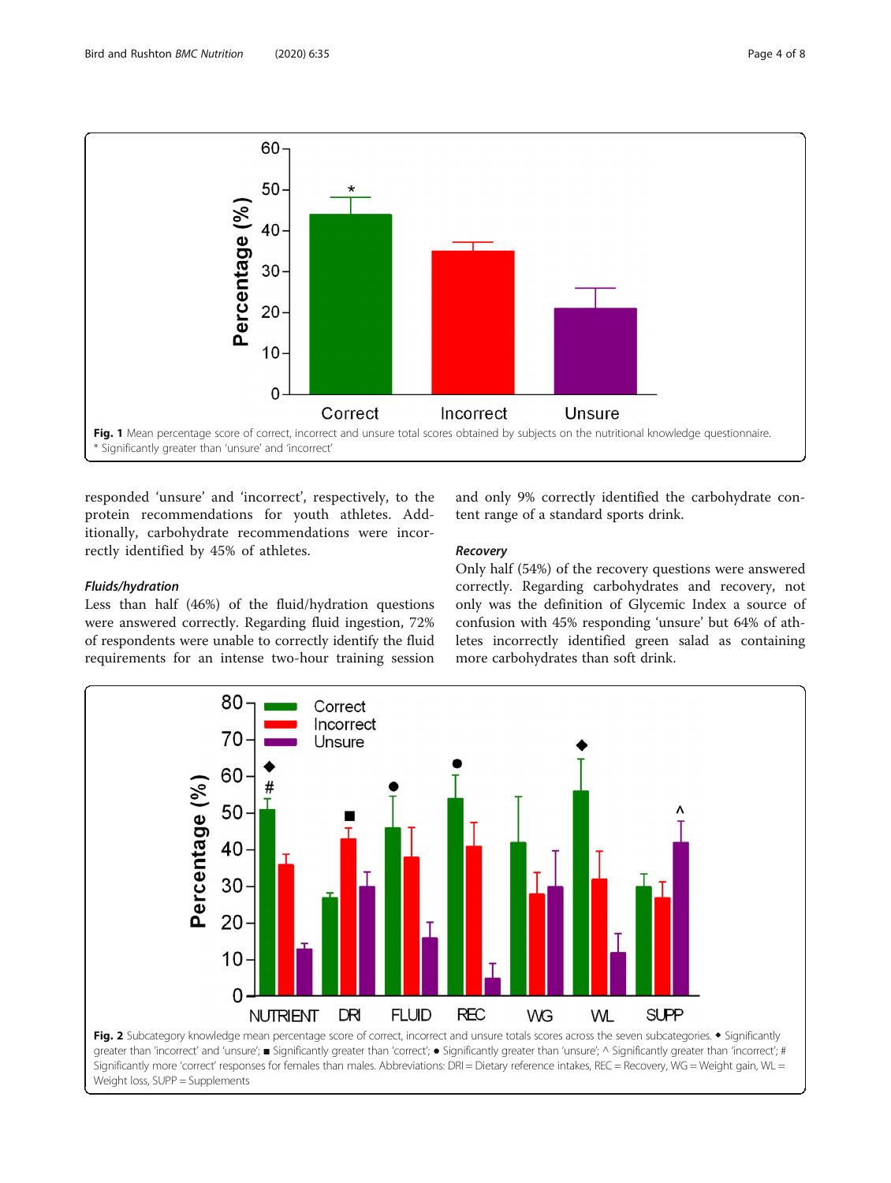Fig. 1 Mean percentage score of correct, incorrect and unsure total scores obtained by subjects on the nutritional knowledge questionnaire. * Significantly greater than 'unsure' and 'incorrect'

responded 'unsure' and 'incorrect', respectively, to the protein recommendations for youth athletes. Additionally, carbohydrate recommendations were incorrectly identified by 45% of athletes.

### *Fluids/hydration*

Less than half (46%) of the fluid/hydration questions were answered correctly. Regarding fluid ingestion, 72% of respondents were unable to correctly identify the fluid requirements for an intense two-hour training session and only 9% correctly identified the carbohydrate content range of a standard sports drink.

### *Recovery*

Only half (54%) of the recovery questions were answered correctly. Regarding carbohydrates and recovery, not only was the definition of Glycemic Index a source of confusion with 45% responding 'unsure' but 64% of athletes incorrectly identified green salad as containing more carbohydrates than soft drink.

Fig. 2 Subcategory knowledge mean percentage score of correct, incorrect and unsure totals scores across the seven subcategories. ◆ Significantly greater than 'incorrect' and 'unsure'; ■ Significantly greater than 'correct'; ● Significantly greater than 'unsure'; ^ Significantly greater than 'incorrect'; # Significantly more 'correct' responses for females than males. Abbreviations: DRI = Dietary reference intakes, REC = Recovery, WG = Weight gain, WL = Weight loss, SUPP = Supplements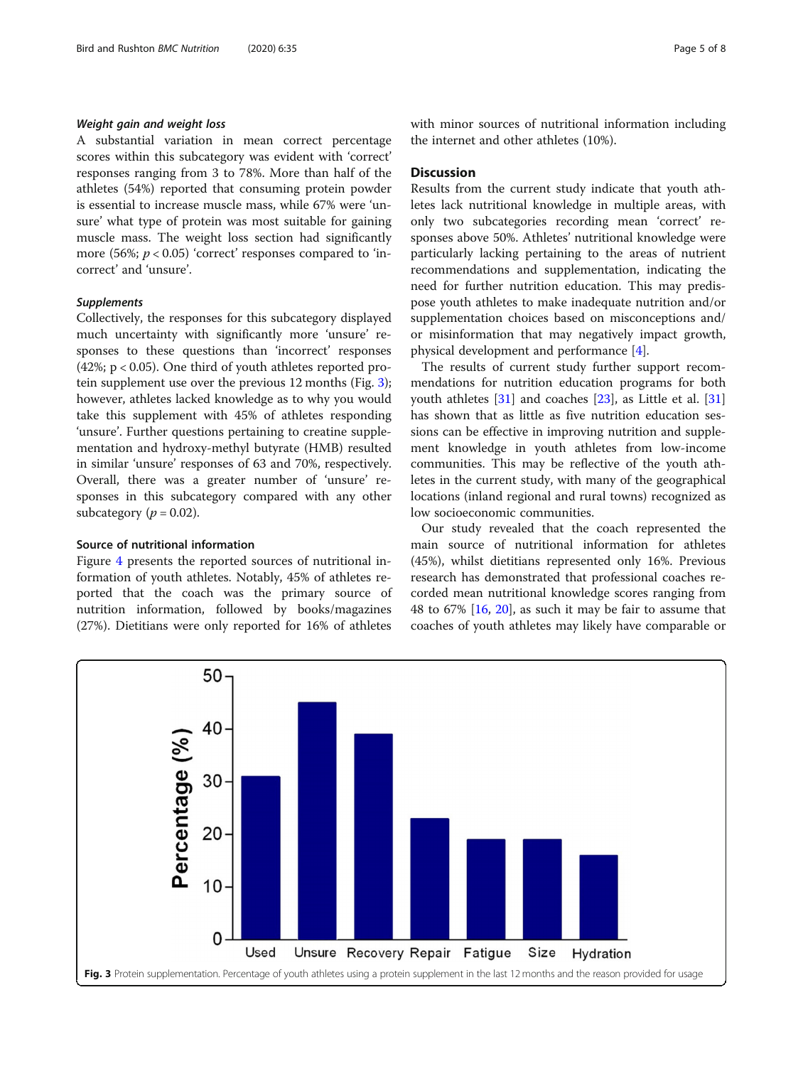#### *Weight gain and weight loss*

A substantial variation in mean correct percentage scores within this subcategory was evident with 'correct' responses ranging from 3 to 78%. More than half of the athletes (54%) reported that consuming protein powder is essential to increase muscle mass, while 67% were 'unsure' what type of protein was most suitable for gaining muscle mass. The weight loss section had significantly more (56%; $p < 0.05$) 'correct' responses compared to 'incorrect' and 'unsure'.

#### *Supplements*

Collectively, the responses for this subcategory displayed much uncertainty with significantly more 'unsure' responses to these questions than 'incorrect' responses (42%; $p < 0.05$). One third of youth athletes reported protein supplement use over the previous 12 months (Fig. 3); however, athletes lacked knowledge as to why you would take this supplement with 45% of athletes responding 'unsure'. Further questions pertaining to creatine supplementation and hydroxy-methyl butyrate (HMB) resulted in similar 'unsure' responses of 63 and 70%, respectively. Overall, there was a greater number of 'unsure' responses in this subcategory compared with any other subcategory ($p = 0.02$).

### Source of nutritional information

Figure 4 presents the reported sources of nutritional information of youth athletes. Notably, 45% of athletes reported that the coach was the primary source of nutrition information, followed by books/magazines (27%). Dietitians were only reported for 16% of athletes with minor sources of nutritional information including the internet and other athletes (10%).

## Discussion

Results from the current study indicate that youth athletes lack nutritional knowledge in multiple areas, with only two subcategories recording mean 'correct' responses above 50%. Athletes' nutritional knowledge were particularly lacking pertaining to the areas of nutrient recommendations and supplementation, indicating the need for further nutrition education. This may predispose youth athletes to make inadequate nutrition and/or supplementation choices based on misconceptions and/or misinformation that may negatively impact growth, physical development and performance [4].

The results of current study further support recommendations for nutrition education programs for both youth athletes [31] and coaches [23], as Little et al. [31] has shown that as little as five nutrition education sessions can be effective in improving nutrition and supplement knowledge in youth athletes from low-income communities. This may be reflective of the youth athletes in the current study, with many of the geographical locations (inland regional and rural towns) recognized as low socioeconomic communities.

Our study revealed that the coach represented the main source of nutritional information for athletes (45%), whilst dietitians represented only 16%. Previous research has demonstrated that professional coaches recorded mean nutritional knowledge scores ranging from 48 to 67% [16, 20], as such it may be fair to assume that coaches of youth athletes may likely have comparable or

**Fig. 3** Protein supplementation. Percentage of youth athletes using a protein supplement in the last 12 months and the reason provided for usage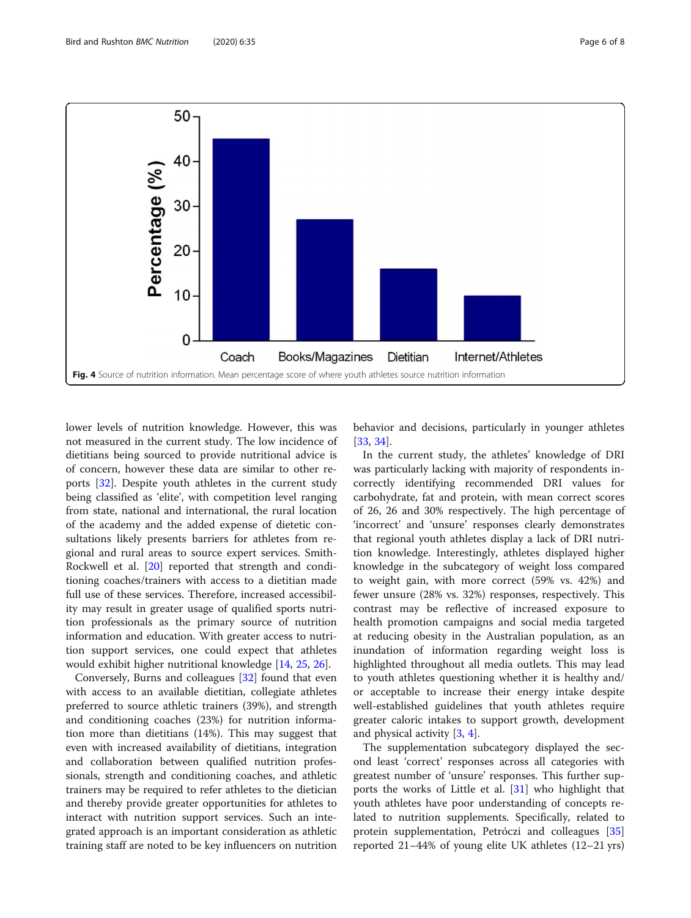Fig. 4 Source of nutrition information. Mean percentage score of where youth athletes source nutrition information

lower levels of nutrition knowledge. However, this was not measured in the current study. The low incidence of dietitians being sourced to provide nutritional advice is of concern, however these data are similar to other reports [32]. Despite youth athletes in the current study being classified as 'elite', with competition level ranging from state, national and international, the rural location of the academy and the added expense of dietetic consultations likely presents barriers for athletes from regional and rural areas to source expert services. Smith-Rockwell et al. [20] reported that strength and conditioning coaches/trainers with access to a dietitian made full use of these services. Therefore, increased accessibility may result in greater usage of qualified sports nutrition professionals as the primary source of nutrition information and education. With greater access to nutrition support services, one could expect that athletes would exhibit higher nutritional knowledge [14, 25, 26].

Conversely, Burns and colleagues [32] found that even with access to an available dietitian, collegiate athletes preferred to source athletic trainers (39%), and strength and conditioning coaches (23%) for nutrition information more than dietitians (14%). This may suggest that even with increased availability of dietitians, integration and collaboration between qualified nutrition professionals, strength and conditioning coaches, and athletic trainers may be required to refer athletes to the dietician and thereby provide greater opportunities for athletes to interact with nutrition support services. Such an integrated approach is an important consideration as athletic training staff are noted to be key influencers on nutrition behavior and decisions, particularly in younger athletes [33, 34].

In the current study, the athletes' knowledge of DRI was particularly lacking with majority of respondents incorrectly identifying recommended DRI values for carbohydrate, fat and protein, with mean correct scores of 26, 26 and 30% respectively. The high percentage of 'incorrect' and 'unsure' responses clearly demonstrates that regional youth athletes display a lack of DRI nutrition knowledge. Interestingly, athletes displayed higher knowledge in the subcategory of weight loss compared to weight gain, with more correct (59% vs. 42%) and fewer unsure (28% vs. 32%) responses, respectively. This contrast may be reflective of increased exposure to health promotion campaigns and social media targeted at reducing obesity in the Australian population, as an inundation of information regarding weight loss is highlighted throughout all media outlets. This may lead to youth athletes questioning whether it is healthy and/or acceptable to increase their energy intake despite well-established guidelines that youth athletes require greater caloric intakes to support growth, development and physical activity [3, 4].

The supplementation subcategory displayed the second least 'correct' responses across all categories with greatest number of 'unsure' responses. This further supports the works of Little et al. [31] who highlight that youth athletes have poor understanding of concepts related to nutrition supplements. Specifically, related to protein supplementation, Petróczi and colleagues [35] reported 21–44% of young elite UK athletes (12–21 yrs)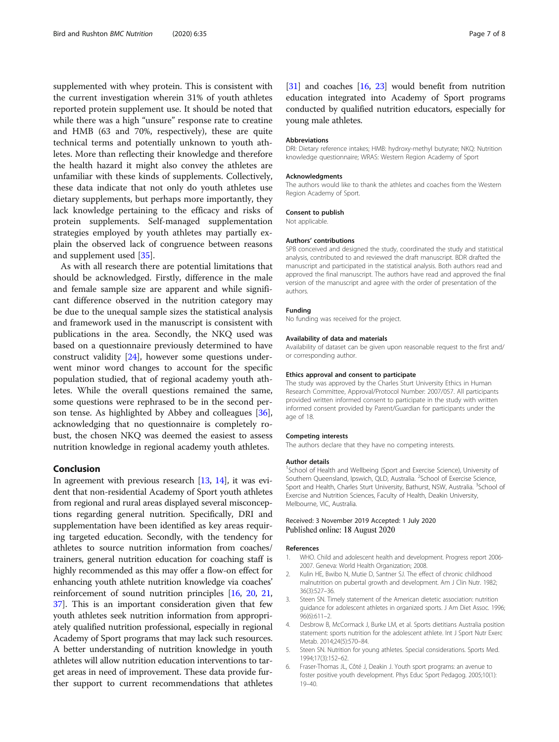supplemented with whey protein. This is consistent with the current investigation wherein 31% of youth athletes reported protein supplement use. It should be noted that while there was a high "unsure" response rate to creatine and HMB (63 and 70%, respectively), these are quite technical terms and potentially unknown to youth athletes. More than reflecting their knowledge and therefore the health hazard it might also convey the athletes are unfamiliar with these kinds of supplements. Collectively, these data indicate that not only do youth athletes use dietary supplements, but perhaps more importantly, they lack knowledge pertaining to the efficacy and risks of protein supplements. Self-managed supplementation strategies employed by youth athletes may partially explain the observed lack of congruence between reasons and supplement used [35].

As with all research there are potential limitations that should be acknowledged. Firstly, difference in the male and female sample size are apparent and while significant difference observed in the nutrition category may be due to the unequal sample sizes the statistical analysis and framework used in the manuscript is consistent with publications in the area. Secondly, the NKQ used was based on a questionnaire previously determined to have construct validity [24], however some questions underwent minor word changes to account for the specific population studied, that of regional academy youth athletes. While the overall questions remained the same, some questions were rephrased to be in the second person tense. As highlighted by Abbey and colleagues [36], acknowledging that no questionnaire is completely robust, the chosen NKQ was deemed the easiest to assess nutrition knowledge in regional academy youth athletes.

## Conclusion

In agreement with previous research [13, 14], it was evident that non-residential Academy of Sport youth athletes from regional and rural areas displayed several misconceptions regarding general nutrition. Specifically, DRI and supplementation have been identified as key areas requiring targeted education. Secondly, with the tendency for athletes to source nutrition information from coaches/trainers, general nutrition education for coaching staff is highly recommended as this may offer a flow-on effect for enhancing youth athlete nutrition knowledge via coaches' reinforcement of sound nutrition principles [16, 20, 21, 37]. This is an important consideration given that few youth athletes seek nutrition information from appropriately qualified nutrition professional, especially in regional Academy of Sport programs that may lack such resources. A better understanding of nutrition knowledge in youth athletes will allow nutrition education interventions to target areas in need of improvement. These data provide further support to current recommendations that athletes [31] and coaches [16, 23] would benefit from nutrition education integrated into Academy of Sport programs conducted by qualified nutrition educators, especially for young male athletes.

#### Abbreviations

DRI: Dietary reference intakes; HMB: hydroxy-methyl butyrate; NKQ: Nutrition knowledge questionnaire; WRAS: Western Region Academy of Sport

#### Acknowledgments

The authors would like to thank the athletes and coaches from the Western Region Academy of Sport.

#### Consent to publish

Not applicable.

#### Authors' contributions

SPB conceived and designed the study, coordinated the study and statistical analysis, contributed to and reviewed the draft manuscript. BDR drafted the manuscript and participated in the statistical analysis. Both authors read and approved the final manuscript. The authors have read and approved the final version of the manuscript and agree with the order of presentation of the authors.

#### Funding

No funding was received for the project.

#### Availability of data and materials

Availability of dataset can be given upon reasonable request to the first and/ or corresponding author.

#### Ethics approval and consent to participate

The study was approved by the Charles Sturt University Ethics in Human Research Committee, Approval/Protocol Number: 2007/057. All participants provided written informed consent to participate in the study with written informed consent provided by Parent/Guardian for participants under the age of 18.

#### Competing interests

The authors declare that they have no competing interests.

#### Author details

[1]School of Health and Wellbeing (Sport and Exercise Science), University of Southern Queensland, Ipswich, QLD, Australia. [2]School of Exercise Science, Sport and Health, Charles Sturt University, Bathurst, NSW, Australia. [3]School of Exercise and Nutrition Sciences, Faculty of Health, Deakin University, Melbourne, VIC, Australia.

Received: 3 November 2019 Accepted: 1 July 2020
Published online: 18 August 2020

#### References

1. WHO. Child and adolescent health and development. Progress report 2006-2007. Geneva: World Health Organization; 2008.
2. Kulin HE, Bwibo N, Mutie D, Santner SJ. The effect of chronic childhood malnutrition on pubertal growth and development. Am J Clin Nutr. 1982; 36(3):527–36.
3. Steen SN. Timely statement of the American dietetic association: nutrition guidance for adolescent athletes in organized sports. J Am Diet Assoc. 1996; 96(6):611–2.
4. Desbrow B, McCormack J, Burke LM, et al. Sports dietitians Australia position statement: sports nutrition for the adolescent athlete. Int J Sport Nutr Exerc Metab. 2014;24(5):570–84.
5. Steen SN. Nutrition for young athletes. Special considerations. Sports Med. 1994;17(3):152–62.
6. Fraser-Thomas JL, Côté J, Deakin J. Youth sport programs: an avenue to foster positive youth development. Phys Educ Sport Pedagog. 2005;10(1): 19–40.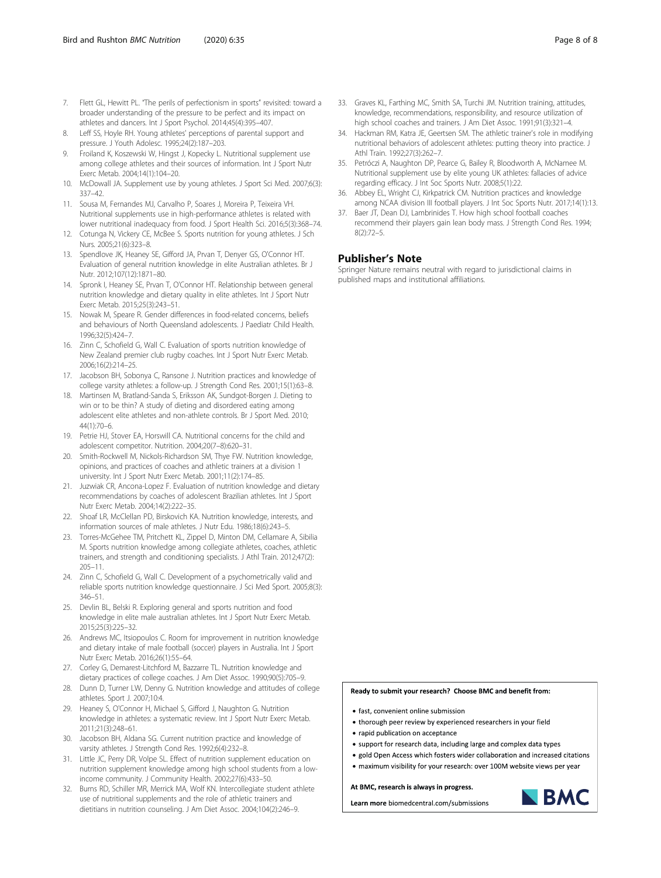7. Flett GL, Hewitt PL. "The perils of perfectionism in sports" revisited: toward a broader understanding of the pressure to be perfect and its impact on athletes and dancers. Int J Sport Psychol. 2014;45(4):395–407.
8. Leff SS, Hoyle RH. Young athletes' perceptions of parental support and pressure. J Youth Adolesc. 1995;24(2):187–203.
9. Froiland K, Koszewski W, Hingst J, Kopecky L. Nutritional supplement use among college athletes and their sources of information. Int J Sport Nutr Exerc Metab. 2004;14(1):104–20.
10. McDowall JA. Supplement use by young athletes. J Sport Sci Med. 2007;6(3):337–42.
11. Sousa M, Fernandes MJ, Carvalho P, Soares J, Moreira P, Teixeira VH. Nutritional supplements use in high-performance athletes is related with lower nutritional inadequacy from food. J Sport Health Sci. 2016;5(3):368–74.
12. Cotunga N, Vickery CE, McBee S. Sports nutrition for young athletes. J Sch Nurs. 2005;21(6):323–8.
13. Spendlove JK, Heaney SE, Gifford JA, Prvan T, Denyer GS, O'Connor HT. Evaluation of general nutrition knowledge in elite Australian athletes. Br J Nutr. 2012;107(12):1871–80.
14. Spronk I, Heaney SE, Prvan T, O'Connor HT. Relationship between general nutrition knowledge and dietary quality in elite athletes. Int J Sport Nutr Exerc Metab. 2015;25(3):243–51.
15. Nowak M, Speare R. Gender differences in food-related concerns, beliefs and behaviours of North Queensland adolescents. J Paediatr Child Health. 1996;32(5):424–7.
16. Zinn C, Schofield G, Wall C. Evaluation of sports nutrition knowledge of New Zealand premier club rugby coaches. Int J Sport Nutr Exerc Metab. 2006;16(2):214–25.
17. Jacobson BH, Sobonya C, Ransone J. Nutrition practices and knowledge of college varsity athletes: a follow-up. J Strength Cond Res. 2001;15(1):63–8.
18. Martinsen M, Bratland-Sanda S, Eriksson AK, Sundgot-Borgen J. Dieting to win or to be thin? A study of dieting and disordered eating among adolescent elite athletes and non-athlete controls. Br J Sport Med. 2010;44(1):70–6.
19. Petrie HJ, Stover EA, Horswill CA. Nutritional concerns for the child and adolescent competitor. Nutrition. 2004;20(7–8):620–31.
20. Smith-Rockwell M, Nickols-Richardson SM, Thye FW. Nutrition knowledge, opinions, and practices of coaches and athletic trainers at a division 1 university. Int J Sport Nutr Exerc Metab. 2001;11(2):174–85.
21. Juzwiak CR, Ancona-Lopez F. Evaluation of nutrition knowledge and dietary recommendations by coaches of adolescent Brazilian athletes. Int J Sport Nutr Exerc Metab. 2004;14(2):222–35.
22. Shoaf LR, McClellan PD, Birskovich KA. Nutrition knowledge, interests, and information sources of male athletes. J Nutr Edu. 1986;18(6):243–5.
23. Torres-McGehee TM, Pritchett KL, Zippel D, Minton DM, Cellamare A, Sibilia M. Sports nutrition knowledge among collegiate athletes, coaches, athletic trainers, and strength and conditioning specialists. J Athl Train. 2012;47(2):205–11.
24. Zinn C, Schofield G, Wall C. Development of a psychometrically valid and reliable sports nutrition knowledge questionnaire. J Sci Med Sport. 2005;8(3):346–51.
25. Devlin BL, Belski R. Exploring general and sports nutrition and food knowledge in elite male australian athletes. Int J Sport Nutr Exerc Metab. 2015;25(3):225–32.
26. Andrews MC, Itsiopoulos C. Room for improvement in nutrition knowledge and dietary intake of male football (soccer) players in Australia. Int J Sport Nutr Exerc Metab. 2016;26(1):55–64.
27. Corley G, Demarest-Litchford M, Bazzarre TL. Nutrition knowledge and dietary practices of college coaches. J Am Diet Assoc. 1990;90(5):705–9.
28. Dunn D, Turner LW, Denny G. Nutrition knowledge and attitudes of college athletes. Sport J. 2007;10:4.
29. Heaney S, O'Connor H, Michael S, Gifford J, Naughton G. Nutrition knowledge in athletes: a systematic review. Int J Sport Nutr Exerc Metab. 2011;21(3):248–61.
30. Jacobson BH, Aldana SG. Current nutrition practice and knowledge of varsity athletes. J Strength Cond Res. 1992;6(4):232–8.
31. Little JC, Perry DR, Volpe SL. Effect of nutrition supplement education on nutrition supplement knowledge among high school students from a low-income community. J Community Health. 2002;27(6):433–50.
32. Burns RD, Schiller MR, Merrick MA, Wolf KN. Intercollegiate student athlete use of nutritional supplements and the role of athletic trainers and dietitians in nutrition counseling. J Am Diet Assoc. 2004;104(2):246–9.
33. Graves KL, Farthing MC, Smith SA, Turchi JM. Nutrition training, attitudes, knowledge, recommendations, responsibility, and resource utilization of high school coaches and trainers. J Am Diet Assoc. 1991;91(3):321–4.
34. Hackman RM, Katra JE, Geertsen SM. The athletic trainer's role in modifying nutritional behaviors of adolescent athletes: putting theory into practice. J Athl Train. 1992;27(3):262–7.
35. Petróczi A, Naughton DP, Pearce G, Bailey R, Bloodworth A, McNamee M. Nutritional supplement use by elite young UK athletes: fallacies of advice regarding efficacy. J Int Soc Sports Nutr. 2008;5(1):22.
36. Abbey EL, Wright CJ, Kirkpatrick CM. Nutrition practices and knowledge among NCAA division III football players. J Int Soc Sports Nutr. 2017;14(1):13.
37. Baer JT, Dean DJ, Lambrinides T. How high school football coaches recommend their players gain lean body mass. J Strength Cond Res. 1994;8(2):72–5.

## Publisher's Note

Springer Nature remains neutral with regard to jurisdictional claims in published maps and institutional affiliations.

**Ready to submit your research? Choose BMC and benefit from:**

- fast, convenient online submission
- thorough peer review by experienced researchers in your field
- rapid publication on acceptance
- support for research data, including large and complex data types
- gold Open Access which fosters wider collaboration and increased citations
- maximum visibility for your research: over 100M website views per year

**At BMC, research is always in progress.**

**Learn more** biomedcentral.com/submissions

BMC